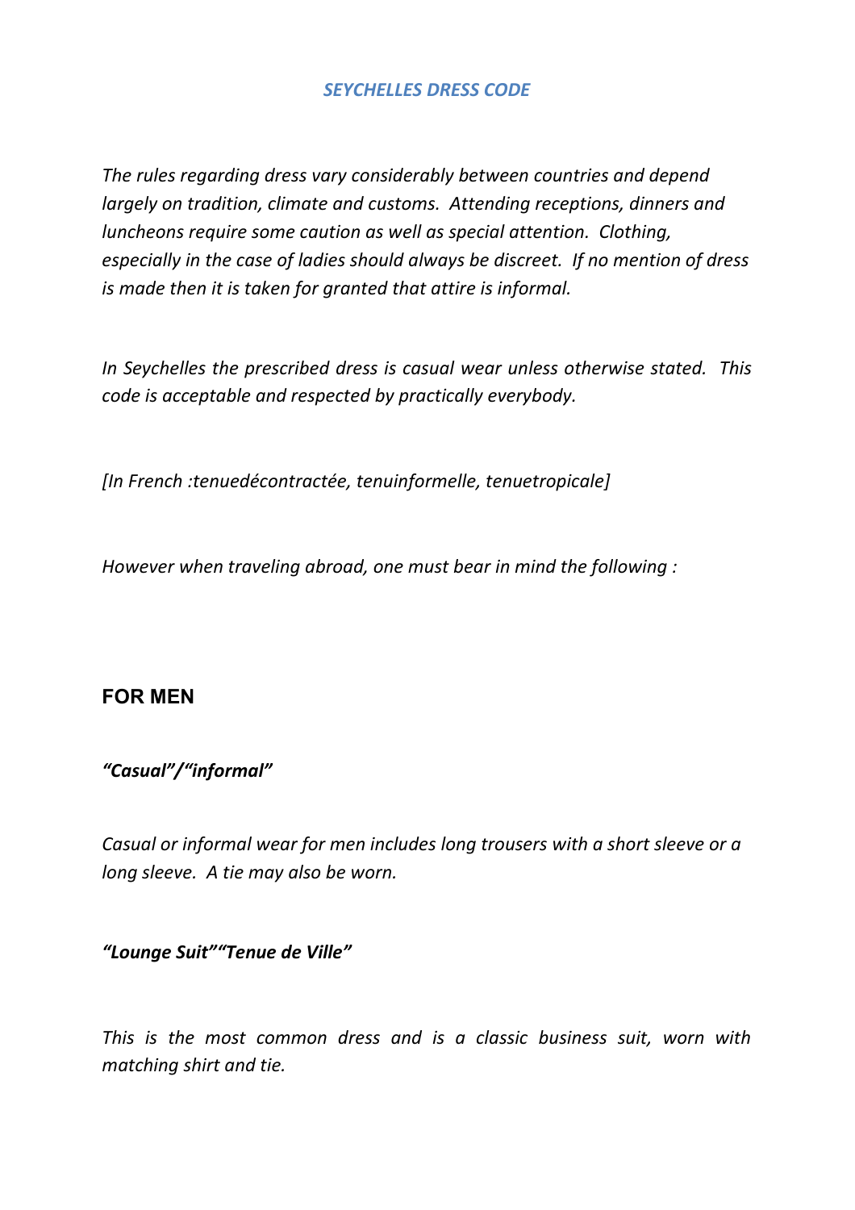# *SEYCHELLES DRESS CODE*

*The rules regarding dress vary considerably between countries and depend largely on tradition, climate and customs. Attending receptions, dinners and luncheons require some caution as well as special attention. Clothing, especially in the case of ladies should always be discreet. If no mention of dress is made then it is taken for granted that attire is informal.*

*In Seychelles the prescribed dress is casual wear unless otherwise stated. This code is acceptable and respected by practically everybody.*

*[In French :tenuedécontractée, tenuinformelle, tenuetropicale]*

*However when traveling abroad, one must bear in mind the following :*

## FOR MEN

### *"Casual"/"informal"*

*Casual or informal wear for men includes long trousers with a short sleeve or a long sleeve. A tie may also be worn.*

### *"Lounge Suit""Tenue de Ville"*

*This is the most common dress and is a classic business suit, worn with matching shirt and tie.*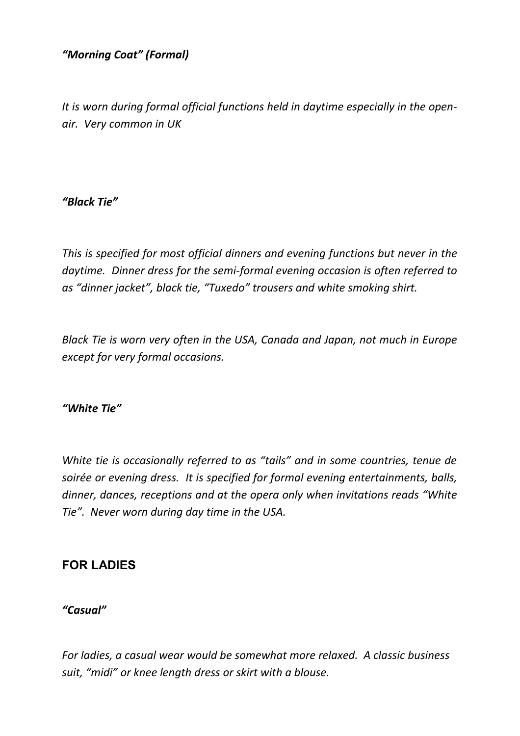***"Morning Coat" (Formal)***

*It is worn during formal official functions held in daytime especially in the open-air. Very common in UK*

***"Black Tie"***

*This is specified for most official dinners and evening functions but never in the daytime. Dinner dress for the semi-formal evening occasion is often referred to as "dinner jacket", black tie, "Tuxedo" trousers and white smoking shirt.*

*Black Tie is worn very often in the USA, Canada and Japan, not much in Europe except for very formal occasions.*

***"White Tie"***

*White tie is occasionally referred to as "tails" and in some countries, tenue de soirée or evening dress. It is specified for formal evening entertainments, balls, dinner, dances, receptions and at the opera only when invitations reads "White Tie". Never worn during day time in the USA.*

## FOR LADIES

***"Casual"***

*For ladies, a casual wear would be somewhat more relaxed. A classic business suit, "midi" or knee length dress or skirt with a blouse.*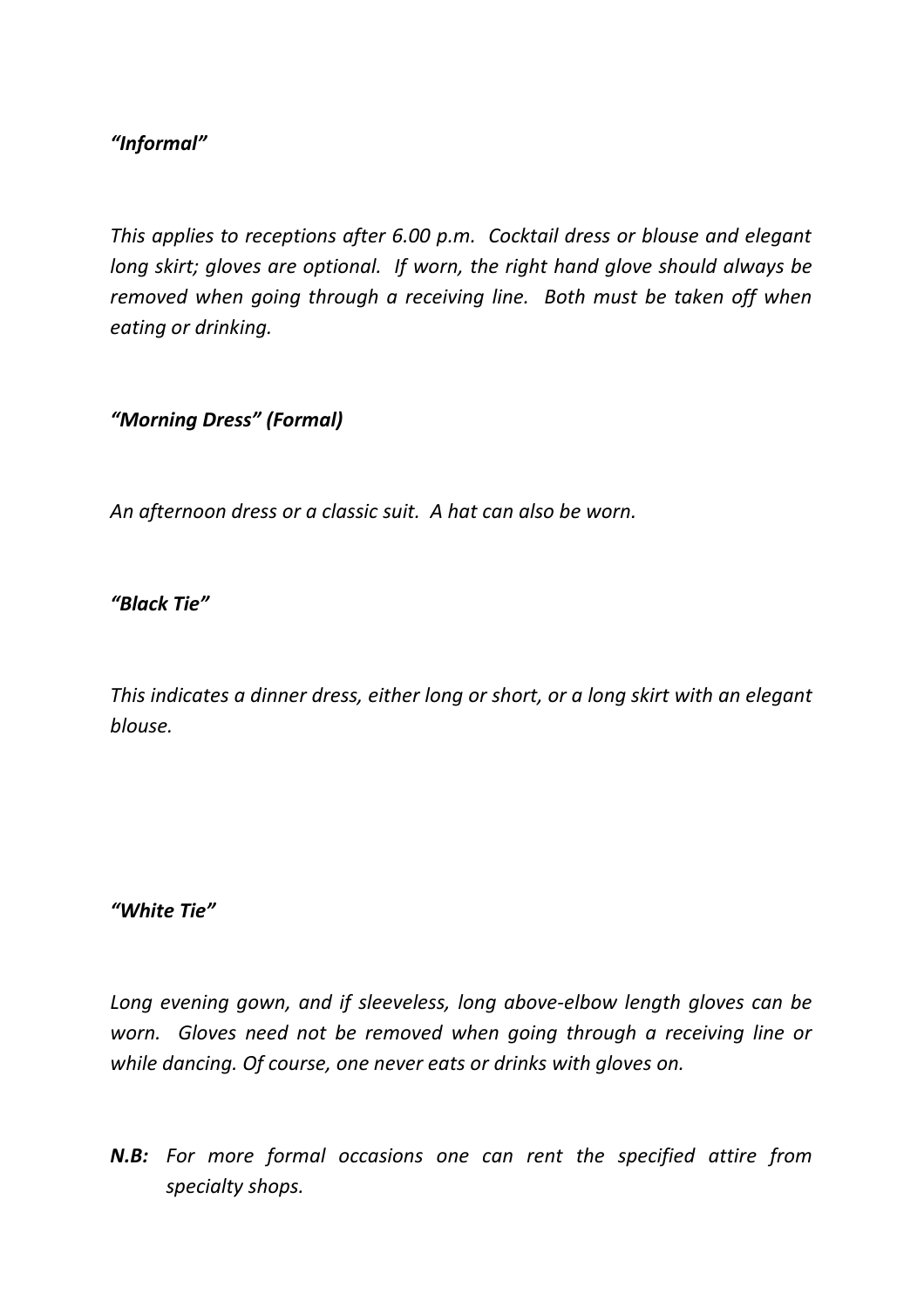***"Informal"***

*This applies to receptions after 6.00 p.m.  Cocktail dress or blouse and elegant long skirt; gloves are optional.  If worn, the right hand glove should always be removed when going through a receiving line.  Both must be taken off when eating or drinking.*

***"Morning Dress" (Formal)***

*An afternoon dress or a classic suit.  A hat can also be worn.*

***"Black Tie"***

*This indicates a dinner dress, either long or short, or a long skirt with an elegant blouse.*

***"White Tie"***

*Long evening gown, and if sleeveless, long above-elbow length gloves can be worn.  Gloves need not be removed when going through a receiving line or while dancing. Of course, one never eats or drinks with gloves on.*

***N.B:*** *For more formal occasions one can rent the specified attire from specialty shops.*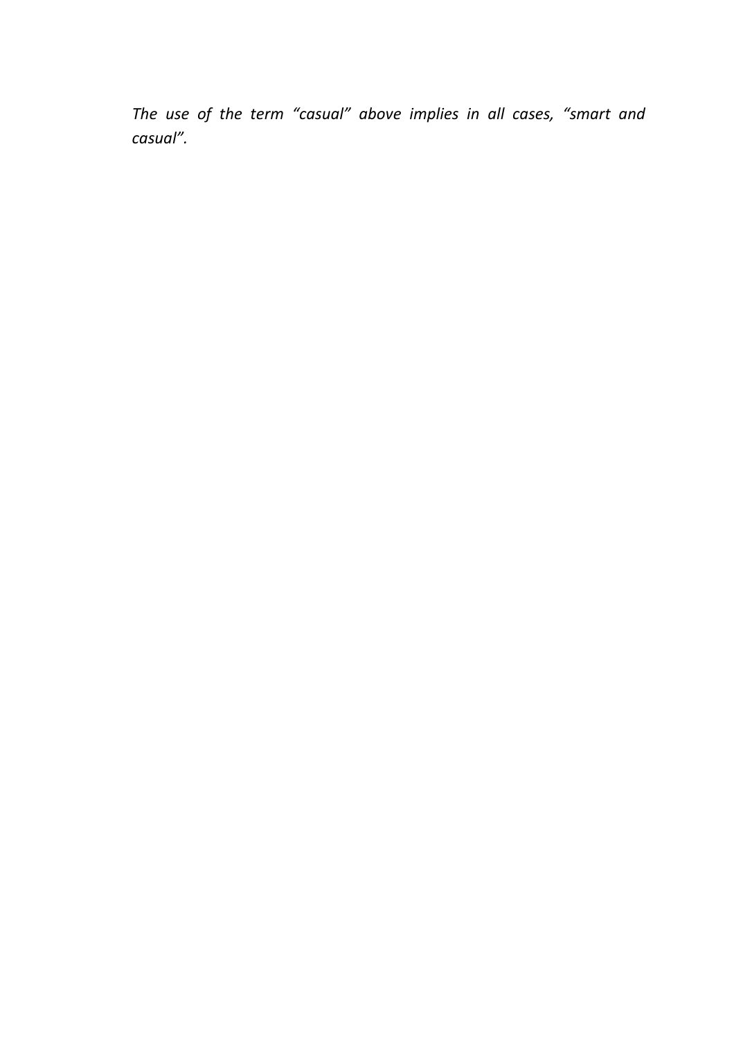*The use of the term "casual" above implies in all cases, "smart and casual".*